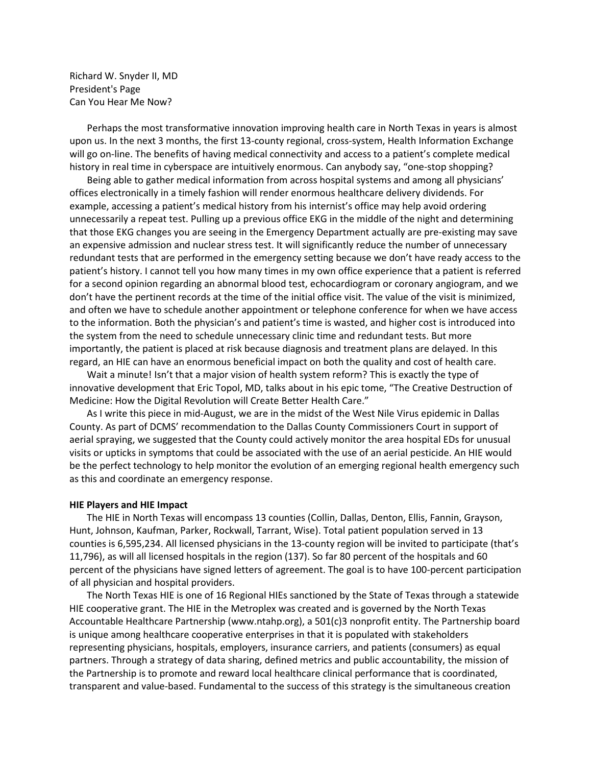Richard W. Snyder II, MD
President's Page
Can You Hear Me Now?

Perhaps the most transformative innovation improving health care in North Texas in years is almost upon us. In the next 3 months, the first 13-county regional, cross-system, Health Information Exchange will go on-line. The benefits of having medical connectivity and access to a patient's complete medical history in real time in cyberspace are intuitively enormous. Can anybody say, "one-stop shopping?

Being able to gather medical information from across hospital systems and among all physicians' offices electronically in a timely fashion will render enormous healthcare delivery dividends. For example, accessing a patient's medical history from his internist's office may help avoid ordering unnecessarily a repeat test. Pulling up a previous office EKG in the middle of the night and determining that those EKG changes you are seeing in the Emergency Department actually are pre-existing may save an expensive admission and nuclear stress test. It will significantly reduce the number of unnecessary redundant tests that are performed in the emergency setting because we don't have ready access to the patient's history. I cannot tell you how many times in my own office experience that a patient is referred for a second opinion regarding an abnormal blood test, echocardiogram or coronary angiogram, and we don't have the pertinent records at the time of the initial office visit. The value of the visit is minimized, and often we have to schedule another appointment or telephone conference for when we have access to the information. Both the physician's and patient's time is wasted, and higher cost is introduced into the system from the need to schedule unnecessary clinic time and redundant tests. But more importantly, the patient is placed at risk because diagnosis and treatment plans are delayed. In this regard, an HIE can have an enormous beneficial impact on both the quality and cost of health care.

Wait a minute! Isn't that a major vision of health system reform? This is exactly the type of innovative development that Eric Topol, MD, talks about in his epic tome, "The Creative Destruction of Medicine: How the Digital Revolution will Create Better Health Care."

As I write this piece in mid-August, we are in the midst of the West Nile Virus epidemic in Dallas County. As part of DCMS' recommendation to the Dallas County Commissioners Court in support of aerial spraying, we suggested that the County could actively monitor the area hospital EDs for unusual visits or upticks in symptoms that could be associated with the use of an aerial pesticide. An HIE would be the perfect technology to help monitor the evolution of an emerging regional health emergency such as this and coordinate an emergency response.

**HIE Players and HIE Impact**

The HIE in North Texas will encompass 13 counties (Collin, Dallas, Denton, Ellis, Fannin, Grayson, Hunt, Johnson, Kaufman, Parker, Rockwall, Tarrant, Wise). Total patient population served in 13 counties is 6,595,234. All licensed physicians in the 13-county region will be invited to participate (that's 11,796), as will all licensed hospitals in the region (137). So far 80 percent of the hospitals and 60 percent of the physicians have signed letters of agreement. The goal is to have 100-percent participation of all physician and hospital providers.

The North Texas HIE is one of 16 Regional HIEs sanctioned by the State of Texas through a statewide HIE cooperative grant. The HIE in the Metroplex was created and is governed by the North Texas Accountable Healthcare Partnership (www.ntahp.org), a 501(c)3 nonprofit entity. The Partnership board is unique among healthcare cooperative enterprises in that it is populated with stakeholders representing physicians, hospitals, employers, insurance carriers, and patients (consumers) as equal partners. Through a strategy of data sharing, defined metrics and public accountability, the mission of the Partnership is to promote and reward local healthcare clinical performance that is coordinated, transparent and value-based. Fundamental to the success of this strategy is the simultaneous creation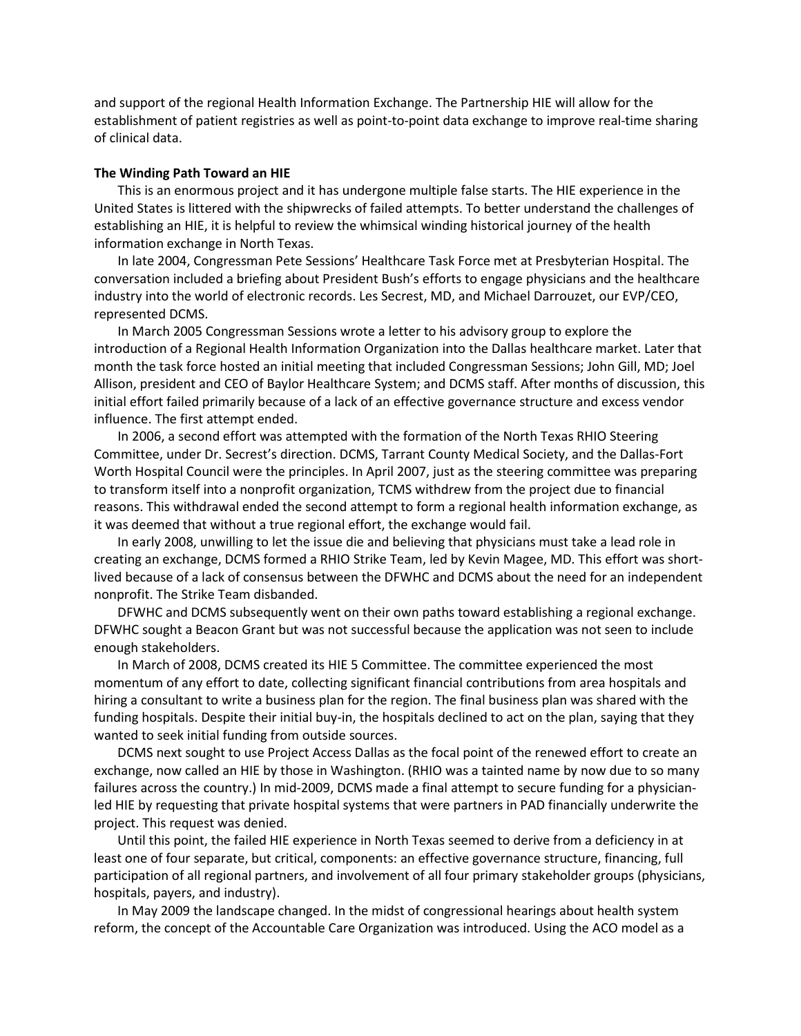and support of the regional Health Information Exchange. The Partnership HIE will allow for the establishment of patient registries as well as point-to-point data exchange to improve real-time sharing of clinical data.

**The Winding Path Toward an HIE**

This is an enormous project and it has undergone multiple false starts. The HIE experience in the United States is littered with the shipwrecks of failed attempts. To better understand the challenges of establishing an HIE, it is helpful to review the whimsical winding historical journey of the health information exchange in North Texas.

In late 2004, Congressman Pete Sessions' Healthcare Task Force met at Presbyterian Hospital. The conversation included a briefing about President Bush's efforts to engage physicians and the healthcare industry into the world of electronic records. Les Secrest, MD, and Michael Darrouzet, our EVP/CEO, represented DCMS.

In March 2005 Congressman Sessions wrote a letter to his advisory group to explore the introduction of a Regional Health Information Organization into the Dallas healthcare market. Later that month the task force hosted an initial meeting that included Congressman Sessions; John Gill, MD; Joel Allison, president and CEO of Baylor Healthcare System; and DCMS staff. After months of discussion, this initial effort failed primarily because of a lack of an effective governance structure and excess vendor influence. The first attempt ended.

In 2006, a second effort was attempted with the formation of the North Texas RHIO Steering Committee, under Dr. Secrest's direction. DCMS, Tarrant County Medical Society, and the Dallas-Fort Worth Hospital Council were the principles. In April 2007, just as the steering committee was preparing to transform itself into a nonprofit organization, TCMS withdrew from the project due to financial reasons. This withdrawal ended the second attempt to form a regional health information exchange, as it was deemed that without a true regional effort, the exchange would fail.

In early 2008, unwilling to let the issue die and believing that physicians must take a lead role in creating an exchange, DCMS formed a RHIO Strike Team, led by Kevin Magee, MD. This effort was short-lived because of a lack of consensus between the DFWHC and DCMS about the need for an independent nonprofit. The Strike Team disbanded.

DFWHC and DCMS subsequently went on their own paths toward establishing a regional exchange. DFWHC sought a Beacon Grant but was not successful because the application was not seen to include enough stakeholders.

In March of 2008, DCMS created its HIE 5 Committee. The committee experienced the most momentum of any effort to date, collecting significant financial contributions from area hospitals and hiring a consultant to write a business plan for the region. The final business plan was shared with the funding hospitals. Despite their initial buy-in, the hospitals declined to act on the plan, saying that they wanted to seek initial funding from outside sources.

DCMS next sought to use Project Access Dallas as the focal point of the renewed effort to create an exchange, now called an HIE by those in Washington. (RHIO was a tainted name by now due to so many failures across the country.) In mid-2009, DCMS made a final attempt to secure funding for a physician-led HIE by requesting that private hospital systems that were partners in PAD financially underwrite the project. This request was denied.

Until this point, the failed HIE experience in North Texas seemed to derive from a deficiency in at least one of four separate, but critical, components: an effective governance structure, financing, full participation of all regional partners, and involvement of all four primary stakeholder groups (physicians, hospitals, payers, and industry).

In May 2009 the landscape changed. In the midst of congressional hearings about health system reform, the concept of the Accountable Care Organization was introduced. Using the ACO model as a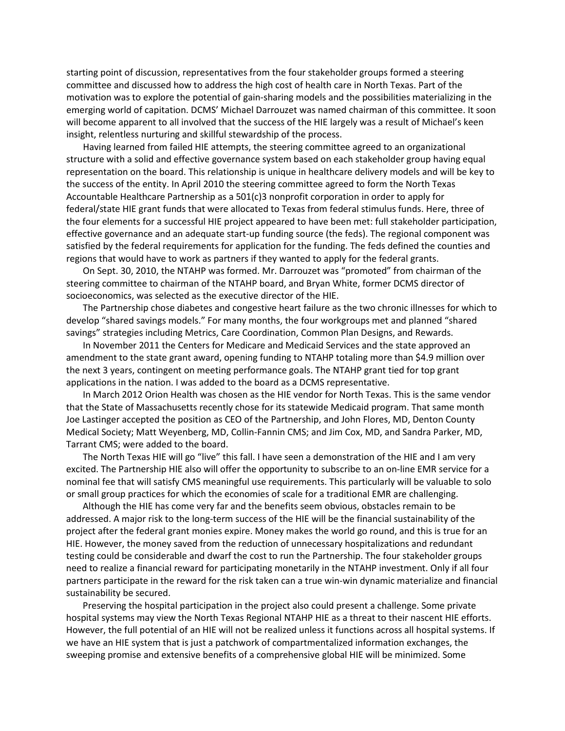starting point of discussion, representatives from the four stakeholder groups formed a steering committee and discussed how to address the high cost of health care in North Texas. Part of the motivation was to explore the potential of gain-sharing models and the possibilities materializing in the emerging world of capitation. DCMS' Michael Darrouzet was named chairman of this committee. It soon will become apparent to all involved that the success of the HIE largely was a result of Michael's keen insight, relentless nurturing and skillful stewardship of the process.

Having learned from failed HIE attempts, the steering committee agreed to an organizational structure with a solid and effective governance system based on each stakeholder group having equal representation on the board. This relationship is unique in healthcare delivery models and will be key to the success of the entity. In April 2010 the steering committee agreed to form the North Texas Accountable Healthcare Partnership as a 501(c)3 nonprofit corporation in order to apply for federal/state HIE grant funds that were allocated to Texas from federal stimulus funds. Here, three of the four elements for a successful HIE project appeared to have been met: full stakeholder participation, effective governance and an adequate start-up funding source (the feds). The regional component was satisfied by the federal requirements for application for the funding. The feds defined the counties and regions that would have to work as partners if they wanted to apply for the federal grants.

On Sept. 30, 2010, the NTAHP was formed. Mr. Darrouzet was "promoted" from chairman of the steering committee to chairman of the NTAHP board, and Bryan White, former DCMS director of socioeconomics, was selected as the executive director of the HIE.

The Partnership chose diabetes and congestive heart failure as the two chronic illnesses for which to develop "shared savings models." For many months, the four workgroups met and planned "shared savings" strategies including Metrics, Care Coordination, Common Plan Designs, and Rewards.

In November 2011 the Centers for Medicare and Medicaid Services and the state approved an amendment to the state grant award, opening funding to NTAHP totaling more than $4.9 million over the next 3 years, contingent on meeting performance goals. The NTAHP grant tied for top grant applications in the nation. I was added to the board as a DCMS representative.

In March 2012 Orion Health was chosen as the HIE vendor for North Texas. This is the same vendor that the State of Massachusetts recently chose for its statewide Medicaid program. That same month Joe Lastinger accepted the position as CEO of the Partnership, and John Flores, MD, Denton County Medical Society; Matt Weyenberg, MD, Collin-Fannin CMS; and Jim Cox, MD, and Sandra Parker, MD, Tarrant CMS; were added to the board.

The North Texas HIE will go "live" this fall. I have seen a demonstration of the HIE and I am very excited. The Partnership HIE also will offer the opportunity to subscribe to an on-line EMR service for a nominal fee that will satisfy CMS meaningful use requirements. This particularly will be valuable to solo or small group practices for which the economies of scale for a traditional EMR are challenging.

Although the HIE has come very far and the benefits seem obvious, obstacles remain to be addressed. A major risk to the long-term success of the HIE will be the financial sustainability of the project after the federal grant monies expire. Money makes the world go round, and this is true for an HIE. However, the money saved from the reduction of unnecessary hospitalizations and redundant testing could be considerable and dwarf the cost to run the Partnership. The four stakeholder groups need to realize a financial reward for participating monetarily in the NTAHP investment. Only if all four partners participate in the reward for the risk taken can a true win-win dynamic materialize and financial sustainability be secured.

Preserving the hospital participation in the project also could present a challenge. Some private hospital systems may view the North Texas Regional NTAHP HIE as a threat to their nascent HIE efforts. However, the full potential of an HIE will not be realized unless it functions across all hospital systems. If we have an HIE system that is just a patchwork of compartmentalized information exchanges, the sweeping promise and extensive benefits of a comprehensive global HIE will be minimized. Some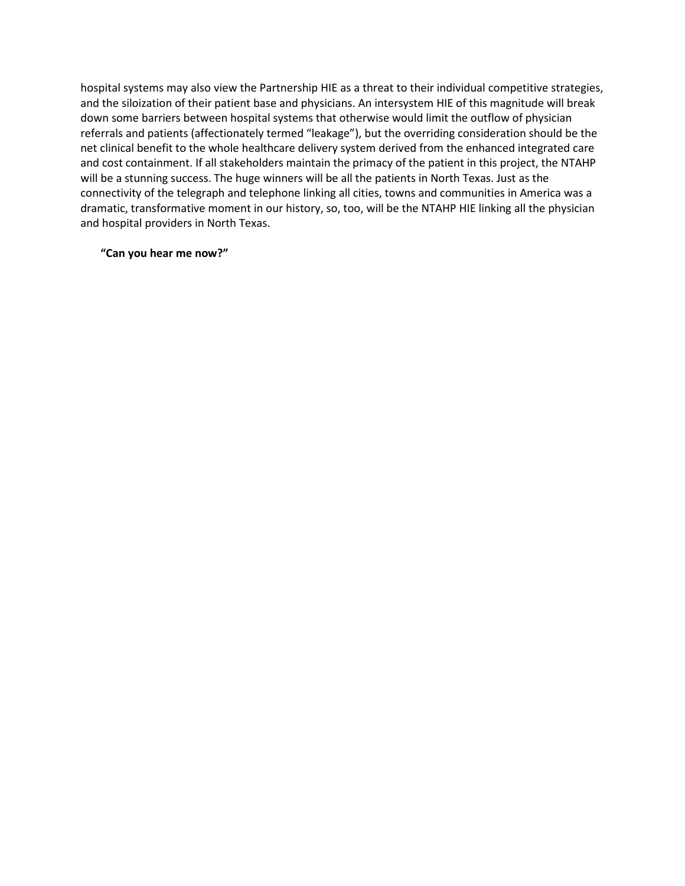hospital systems may also view the Partnership HIE as a threat to their individual competitive strategies, and the siloization of their patient base and physicians. An intersystem HIE of this magnitude will break down some barriers between hospital systems that otherwise would limit the outflow of physician referrals and patients (affectionately termed "leakage"), but the overriding consideration should be the net clinical benefit to the whole healthcare delivery system derived from the enhanced integrated care and cost containment. If all stakeholders maintain the primacy of the patient in this project, the NTAHP will be a stunning success. The huge winners will be all the patients in North Texas. Just as the connectivity of the telegraph and telephone linking all cities, towns and communities in America was a dramatic, transformative moment in our history, so, too, will be the NTAHP HIE linking all the physician and hospital providers in North Texas.

**"Can you hear me now?"**